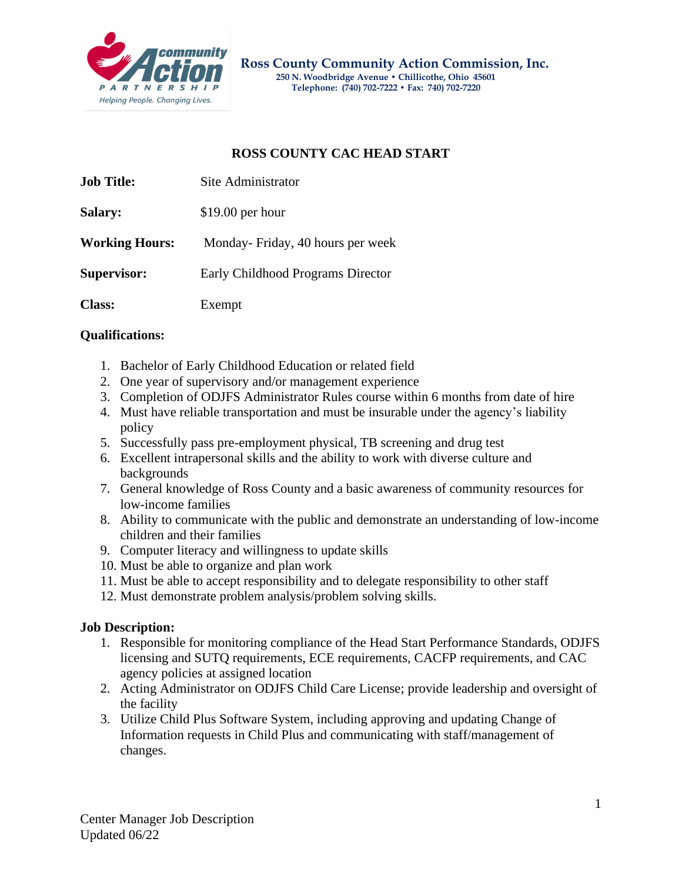**Ross County Community Action Commission, Inc.**
250 N. Woodbridge Avenue • Chillicothe, Ohio 45601
Telephone: (740) 702-7222 • Fax: 740) 702-7220

## ROSS COUNTY CAC HEAD START

**Job Title:** Site Administrator

**Salary:** $19.00 per hour

**Working Hours:** Monday- Friday, 40 hours per week

**Supervisor:** Early Childhood Programs Director

**Class:** Exempt

**Qualifications:**

1. Bachelor of Early Childhood Education or related field
2. One year of supervisory and/or management experience
3. Completion of ODJFS Administrator Rules course within 6 months from date of hire
4. Must have reliable transportation and must be insurable under the agency's liability policy
5. Successfully pass pre-employment physical, TB screening and drug test
6. Excellent intrapersonal skills and the ability to work with diverse culture and backgrounds
7. General knowledge of Ross County and a basic awareness of community resources for low-income families
8. Ability to communicate with the public and demonstrate an understanding of low-income children and their families
9. Computer literacy and willingness to update skills
10. Must be able to organize and plan work
11. Must be able to accept responsibility and to delegate responsibility to other staff
12. Must demonstrate problem analysis/problem solving skills.

**Job Description:**

1. Responsible for monitoring compliance of the Head Start Performance Standards, ODJFS licensing and SUTQ requirements, ECE requirements, CACFP requirements, and CAC agency policies at assigned location
2. Acting Administrator on ODJFS Child Care License; provide leadership and oversight of the facility
3. Utilize Child Plus Software System, including approving and updating Change of Information requests in Child Plus and communicating with staff/management of changes.

Center Manager Job Description
Updated 06/22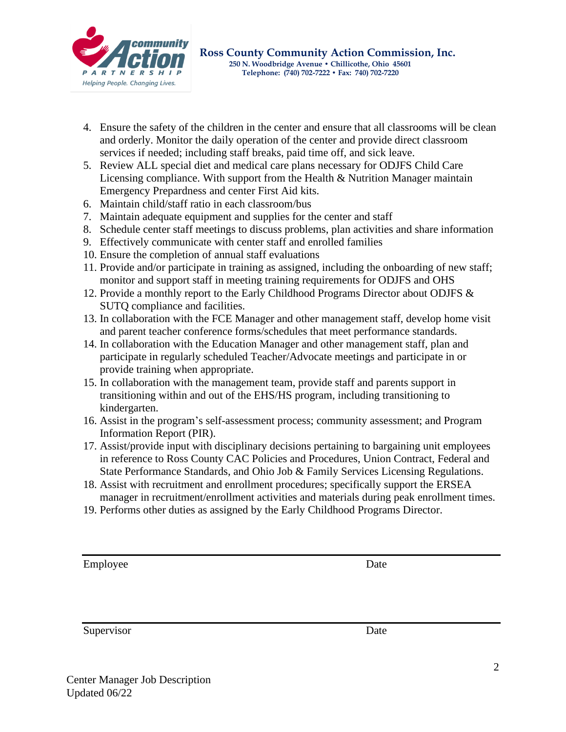4. Ensure the safety of the children in the center and ensure that all classrooms will be clean and orderly. Monitor the daily operation of the center and provide direct classroom services if needed; including staff breaks, paid time off, and sick leave.
5. Review ALL special diet and medical care plans necessary for ODJFS Child Care Licensing compliance. With support from the Health & Nutrition Manager maintain Emergency Prepardness and center First Aid kits.
6. Maintain child/staff ratio in each classroom/bus
7. Maintain adequate equipment and supplies for the center and staff
8. Schedule center staff meetings to discuss problems, plan activities and share information
9. Effectively communicate with center staff and enrolled families
10. Ensure the completion of annual staff evaluations
11. Provide and/or participate in training as assigned, including the onboarding of new staff; monitor and support staff in meeting training requirements for ODJFS and OHS
12. Provide a monthly report to the Early Childhood Programs Director about ODJFS & SUTQ compliance and facilities.
13. In collaboration with the FCE Manager and other management staff, develop home visit and parent teacher conference forms/schedules that meet performance standards.
14. In collaboration with the Education Manager and other management staff, plan and participate in regularly scheduled Teacher/Advocate meetings and participate in or provide training when appropriate.
15. In collaboration with the management team, provide staff and parents support in transitioning within and out of the EHS/HS program, including transitioning to kindergarten.
16. Assist in the program's self-assessment process; community assessment; and Program Information Report (PIR).
17. Assist/provide input with disciplinary decisions pertaining to bargaining unit employees in reference to Ross County CAC Policies and Procedures, Union Contract, Federal and State Performance Standards, and Ohio Job & Family Services Licensing Regulations.
18. Assist with recruitment and enrollment procedures; specifically support the ERSEA manager in recruitment/enrollment activities and materials during peak enrollment times.
19. Performs other duties as assigned by the Early Childhood Programs Director.

---

Employee                                                                 Date

---

Supervisor                                                               Date